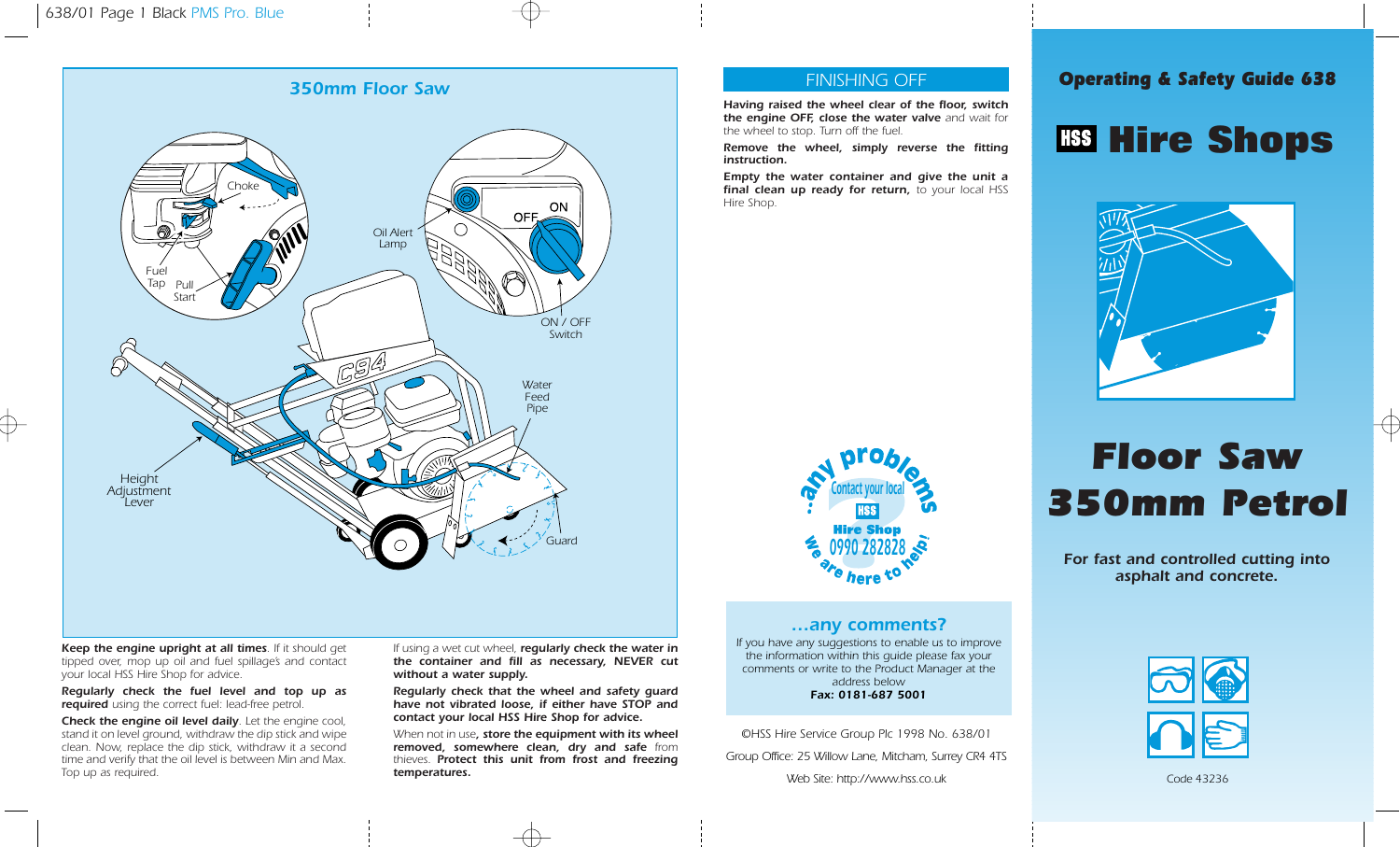## 350mm Floor Saw

Choke

Fuel Tap

Pull Start

Oil Alert Lamp

OFF ON

ON / OFF Switch

Water Feed Pipe

Height Adjustment Lever

Guard

**Keep the engine upright at all times**. If it should get tipped over, mop up oil and fuel spillage's and contact your local HSS Hire Shop for advice.

**Regularly check the fuel level and top up as required** using the correct fuel: lead-free petrol.

**Check the engine oil level daily**. Let the engine cool, stand it on level ground, withdraw the dip stick and wipe clean. Now, replace the dip stick, withdraw it a second time and verify that the oil level is between Min and Max. Top up as required.

If using a wet cut wheel, **regularly check the water in the container and fill as necessary, NEVER cut without a water supply.**

**Regularly check that the wheel and safety guard have not vibrated loose, if either have STOP and contact your local HSS Hire Shop for advice.**

When not in use**, store the equipment with its wheel removed, somewhere clean, dry and safe** from thieves. **Protect this unit from frost and freezing temperatures.**

## FINISHING OFF

**Having raised the wheel clear of the floor, switch the engine OFF, close the water valve** and wait for the wheel to stop. Turn off the fuel.

**Remove the wheel, simply reverse the fitting instruction.**

**Empty the water container and give the unit a final clean up ready for return,** to your local HSS Hire Shop.

...any problems? Contact your local HSS Hire Shop 0990 282828 We are here to help!

### ...any comments?

If you have any suggestions to enable us to improve the information within this guide please fax your comments or write to the Product Manager at the address below

**Fax: 0181-687 5001**

©HSS Hire Service Group Plc 1998 No. 638/01

Group Office: 25 Willow Lane, Mitcham, Surrey CR4 4TS

Web Site: http://www.hss.co.uk

**Operating & Safety Guide 638**

# HSS Hire Shops

# Floor Saw 350mm Petrol

**For fast and controlled cutting into asphalt and concrete.**

Code 43236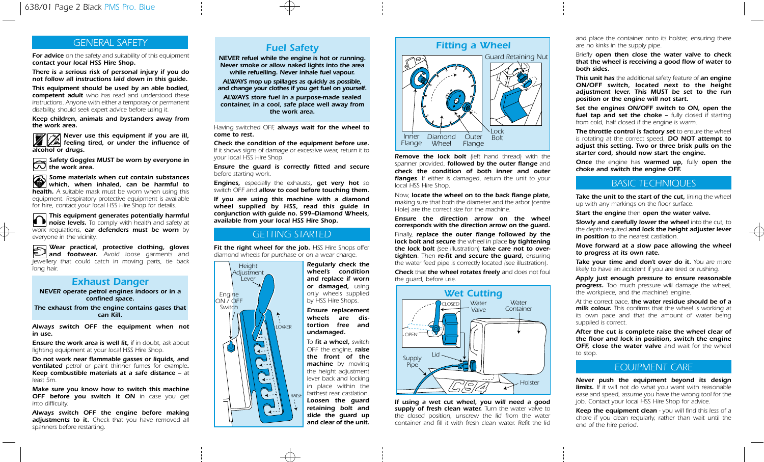## GENERAL SAFETY

**For advice** on the safety and suitability of this equipment **contact your local HSS Hire Shop.**

**There is a serious risk of personal injury if you do not follow all instructions laid down in this guide.**

**This equipment should be used by an able bodied, competent adult** who has read and understood these instructions. Anyone with either a temporary or permanent disability, should seek expert advice before using it.

**Keep children, animals and bystanders away from the work area.**

**Never use this equipment if you are ill, feeling tired, or under the influence of alcohol or drugs.**

**Safety Goggles MUST be worn by everyone in the work area.**

**Some materials when cut contain substances which, when inhaled, can be harmful to health.** A suitable mask must be worn when using this equipment. Respiratory protective equipment is available for hire, contact your local HSS Hire Shop for details.

**This equipment generates potentially harmful noise levels.** To comply with health and safety at work regulations, **ear defenders must be worn** by everyone in the vicinity.

**Wear practical, protective clothing, gloves and footwear.** Avoid loose garments and jewellery that could catch in moving parts, tie back long hair.

## Exhaust Danger

**NEVER operate petrol engines indoors or in a confined space.**

**The exhaust from the engine contains gases that can Kill.**

**Always switch OFF the equipment when not in use.**

**Ensure the work area is well lit,** if in doubt, ask about lighting equipment at your local HSS Hire Shop.

**Do not work near flammable gasses or liquids, and ventilated** petrol or paint thinner fumes for example**. Keep combustible materials at a safe distance –** at least 5m.

**Make sure you know how to switch this machine OFF before you switch it ON** in case you get into difficulty.

**Always switch OFF the engine before making adjustments to it.** Check that you have removed all spanners before restarting.

## Fuel Safety

**NEVER refuel while the engine is hot or running. Never smoke or allow naked lights into the area while refuelling. Never inhale fuel vapour.**

**ALWAYS mop up spillages as quickly as possible, and change your clothes if you get fuel on yourself.**

**ALWAYS store fuel in a purpose-made sealed container, in a cool, safe place well away from the work area.**

Having switched OFF, **always wait for the wheel to come to rest.**

**Check the condition of the equipment before use.** If it shows signs of damage or excessive wear, return it to your local HSS Hire Shop.

**Ensure the guard is correctly fitted and secure** before starting work.

**Engines,** especially the exhausts**, get very hot** so switch OFF and **allow to cool before touching them.**

**If you are using this machine with a diamond wheel supplied by HSS, read this guide in conjunction with guide no. 599–Diamond Wheels, available from your local HSS Hire Shop.**

## GETTING STARTED

**Fit the right wheel for the job.** HSS Hire Shops offer diamond wheels for purchase or on a wear charge.

Height Adjustment Lever
Engine ON / OFF Switch
LOWER
RAISE

**Regularly check the wheel's condition and replace if worn or damaged,** using only wheels supplied by HSS Hire Shops.

**Ensure replacement wheels are distortion free and undamaged.**

To **fit a wheel,** switch OFF the engine, **raise the front of the machine** by moving the height adjustment lever back and locking in place within the farthest rear castlation. **Loosen the guard retaining bolt and slide the guard up and clear of the unit.**

## Fitting a Wheel

Guard Retaining Nut
Inner Flange
Diamond Wheel
Outer Flange
Lock Bolt

**Remove the lock bolt** (left hand thread) with the spanner provided, **followed by the outer flange** and **check the condition of both inner and outer flanges**. If either is damaged, return the unit to your local HSS Hire Shop.

Now, **locate the wheel on to the back flange plate,** making sure that both the diameter and the arbor (centre Hole) are the correct size for the machine.

**Ensure the direction arrow on the wheel corresponds with the direction arrow on the guard.**

Finally, **replace the outer flange followed by the lock bolt and secure** the wheel in place **by tightening the lock bolt** (see illustration) **take care not to over-tighten**. Then **re-fit and secure the guard,** ensuring the water feed pipe is correctly located (see illustration).

**Check** that **the wheel rotates freely** and does not foul the guard, before use.

## Wet Cutting

CLOSED
OPEN
Water Valve
Water Container
Supply Pipe
Lid
Holster

**If using a wet cut wheel, you will need a good supply of fresh clean water.** Turn the water valve to the closed position, unscrew the lid from the water container and fill it with fresh clean water. Refit the lid and place the container onto its holster, ensuring there are no kinks in the supply pipe.

Briefly **open then close the water valve to check that the wheel is receiving a good flow of water to both sides.**

**This unit has** the additional safety feature of **an engine ON/OFF switch, located next to the height adjustment lever. This MUST be set to the run position or the engine will not start.**

**Set the engines ON/OFF switch to ON, open the fuel tap and set the choke –** fully closed if starting from cold, half closed if the engine is warm.

**The throttle control is factory set** to ensure the wheel is rotating at the correct speed, **DO NOT attempt to adjust this setting. Two or three brisk pulls on the starter cord, should now start the engine.**

**Once** the engine has **warmed up,** fully **open the choke and switch the engine OFF.**

## BASIC TECHNIQUES

**Take the unit to the start of the cut,** lining the wheel up with any markings on the floor surface.

**Start the engine** then **open the water valve.**

**Slowly and carefully lower the wheel** into the cut, to the depth required **and lock the height adjuster lever in position** to the nearest castlation.

**Move forward at a slow pace allowing the wheel to progress at its own rate.**

**Take your time and don't over do it.** You are more likely to have an accident if you are tired or rushing.

**Apply just enough pressure to ensure reasonable progress.** Too much pressure will damage the wheel, the workpiece, and the machine's engine.

At the correct pace, **the water residue should be of a milk colour.** This confirms that the wheel is working at its own pace and that the amount of water being supplied is correct.

**After the cut is complete raise the wheel clear of the floor and lock in position, switch the engine OFF, close the water valve** and wait for the wheel to stop.

## EQUIPMENT CARE

**Never push the equipment beyond its design limits.** If it will not do what you want with reasonable ease and speed, assume you have the wrong tool for the job. Contact your local HSS Hire Shop for advice.

**Keep the equipment clean** - you will find this less of a chore if you clean regularly, rather than wait until the end of the hire period.